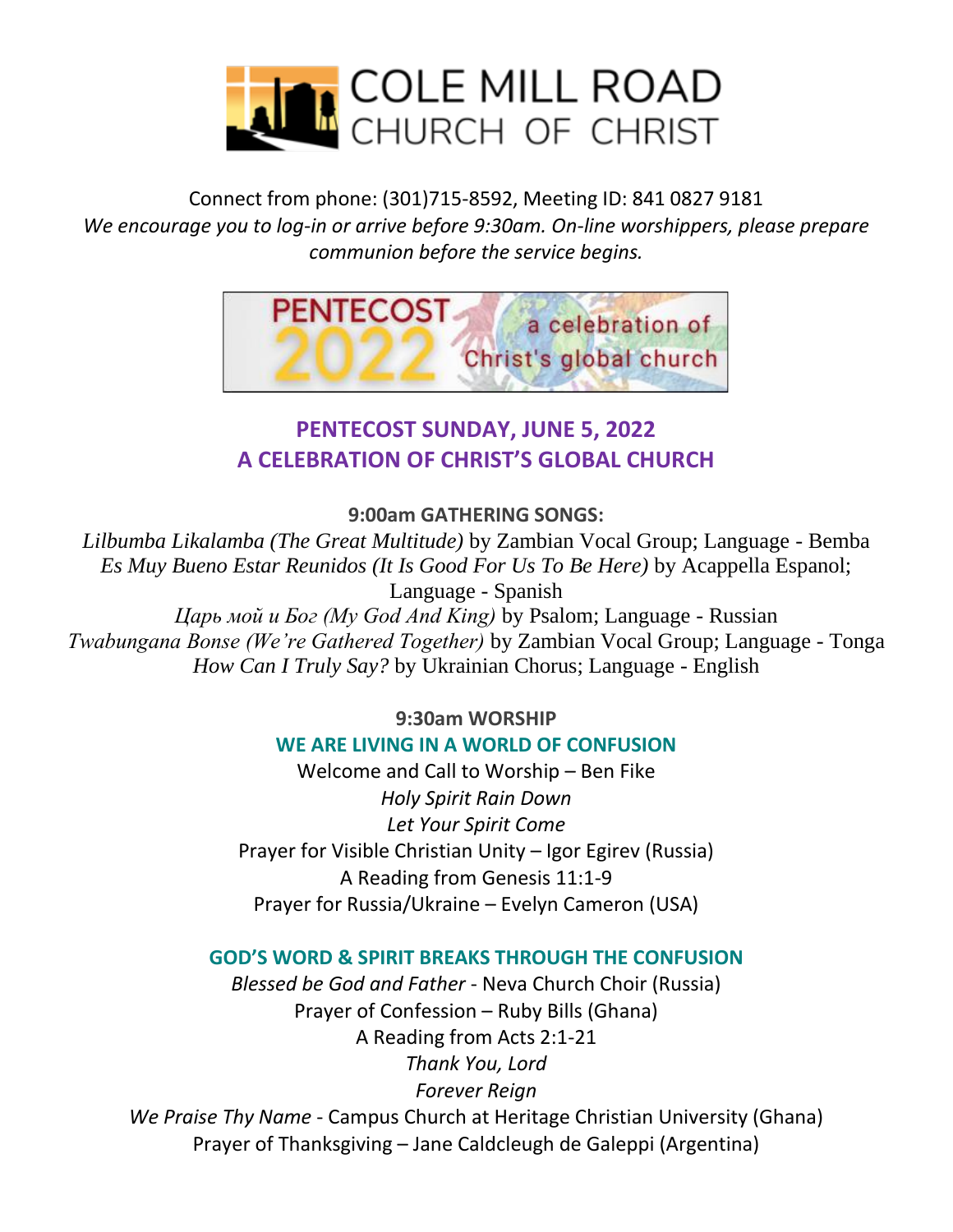# COLE MILL ROAD CHURCH OF CHRIST

Connect from phone: (301)715-8592, Meeting ID: 841 0827 9181

*We encourage you to log-in or arrive before 9:30am. On-line worshippers, please prepare communion before the service begins.*

PENTECOST 2022 a celebration of Christ's global church

## PENTECOST SUNDAY, JUNE 5, 2022
## A CELEBRATION OF CHRIST'S GLOBAL CHURCH

**9:00am GATHERING SONGS:**

*Lilbumba Likalamba (The Great Multitude)* by Zambian Vocal Group; Language - Bemba

*Es Muy Bueno Estar Reunidos (It Is Good For Us To Be Here)* by Acappella Espanol; Language - Spanish

*Царь мой и Бог (My God And King)* by Psalom; Language - Russian

*Twabungana Bonse (We're Gathered Together)* by Zambian Vocal Group; Language - Tonga

*How Can I Truly Say?* by Ukrainian Chorus; Language - English

**9:30am WORSHIP**

### WE ARE LIVING IN A WORLD OF CONFUSION

Welcome and Call to Worship – Ben Fike

*Holy Spirit Rain Down*

*Let Your Spirit Come*

Prayer for Visible Christian Unity – Igor Egirev (Russia)

A Reading from Genesis 11:1-9

Prayer for Russia/Ukraine – Evelyn Cameron (USA)

### GOD'S WORD & SPIRIT BREAKS THROUGH THE CONFUSION

*Blessed be God and Father* - Neva Church Choir (Russia)

Prayer of Confession – Ruby Bills (Ghana)

A Reading from Acts 2:1-21

*Thank You, Lord*

*Forever Reign*

*We Praise Thy Name* - Campus Church at Heritage Christian University (Ghana)

Prayer of Thanksgiving – Jane Caldcleugh de Galeppi (Argentina)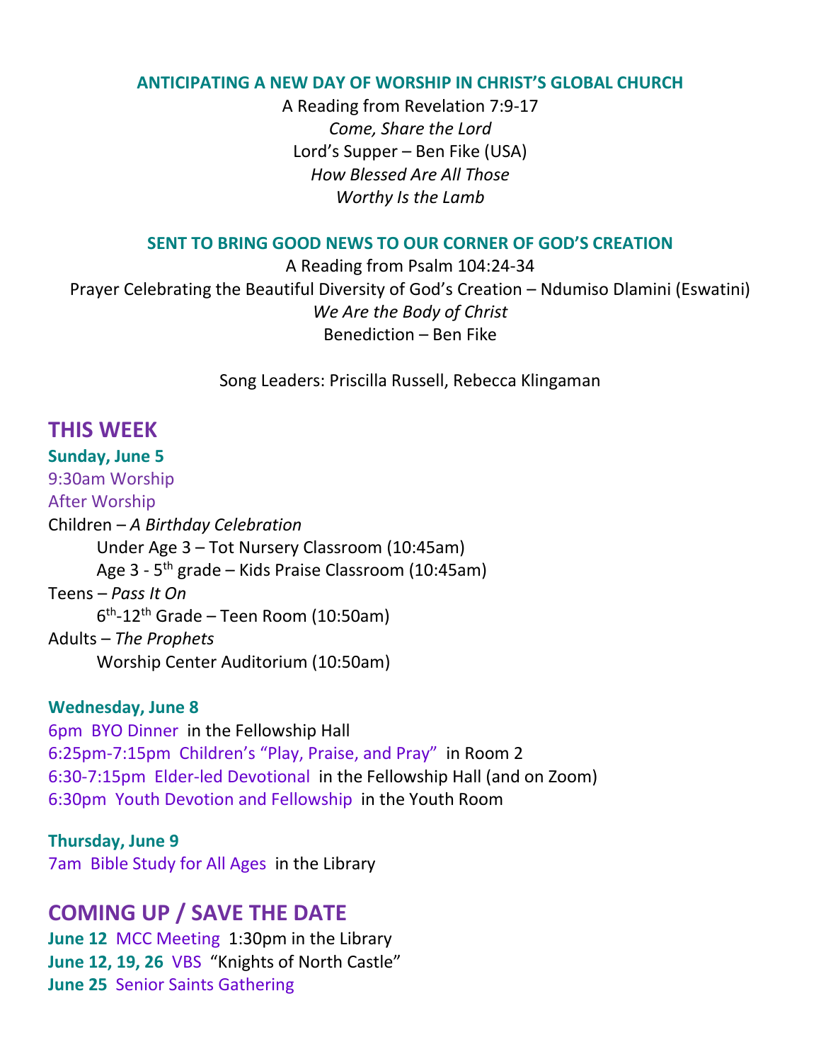### ANTICIPATING A NEW DAY OF WORSHIP IN CHRIST'S GLOBAL CHURCH

A Reading from Revelation 7:9-17
*Come, Share the Lord*
Lord's Supper – Ben Fike (USA)
*How Blessed Are All Those*
*Worthy Is the Lamb*

### SENT TO BRING GOOD NEWS TO OUR CORNER OF GOD'S CREATION

A Reading from Psalm 104:24-34
Prayer Celebrating the Beautiful Diversity of God's Creation – Ndumiso Dlamini (Eswatini)
*We Are the Body of Christ*
Benediction – Ben Fike

Song Leaders: Priscilla Russell, Rebecca Klingaman

## THIS WEEK

**Sunday, June 5**

9:30am Worship

After Worship

Children – *A Birthday Celebration*
- Under Age 3 – Tot Nursery Classroom (10:45am)
- Age 3 - 5th grade – Kids Praise Classroom (10:45am)

Teens – *Pass It On*
- 6th-12th Grade – Teen Room (10:50am)

Adults – *The Prophets*
- Worship Center Auditorium (10:50am)

**Wednesday, June 8**

6pm BYO Dinner in the Fellowship Hall
6:25pm-7:15pm Children's "Play, Praise, and Pray" in Room 2
6:30-7:15pm Elder-led Devotional in the Fellowship Hall (and on Zoom)
6:30pm Youth Devotion and Fellowship in the Youth Room

**Thursday, June 9**

7am Bible Study for All Ages in the Library

## COMING UP / SAVE THE DATE

**June 12** MCC Meeting 1:30pm in the Library
**June 12, 19, 26** VBS "Knights of North Castle"
**June 25** Senior Saints Gathering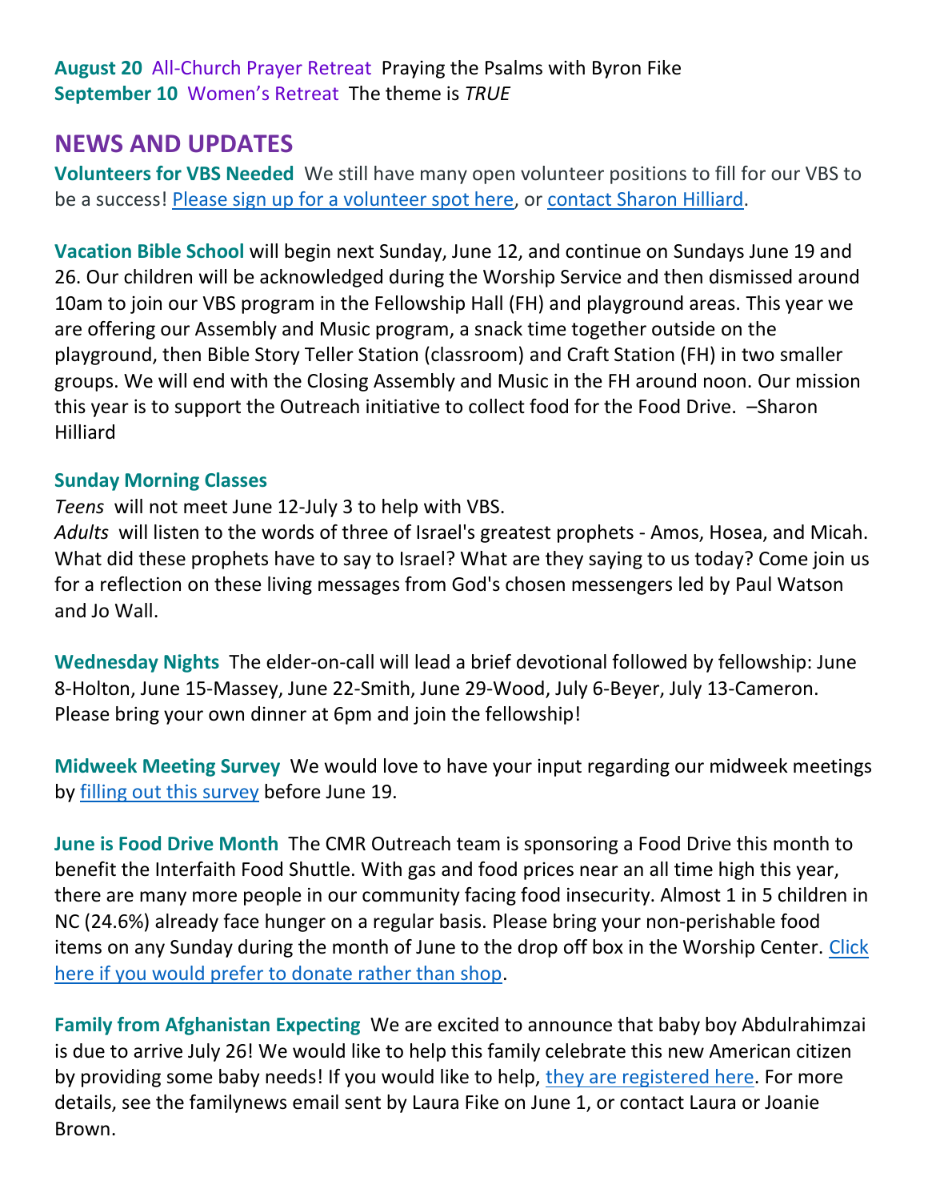**August 20** All-Church Prayer Retreat Praying the Psalms with Byron Fike
**September 10** Women's Retreat The theme is *TRUE*

## NEWS AND UPDATES

**Volunteers for VBS Needed** We still have many open volunteer positions to fill for our VBS to be a success! Please sign up for a volunteer spot here, or contact Sharon Hilliard.

**Vacation Bible School** will begin next Sunday, June 12, and continue on Sundays June 19 and 26. Our children will be acknowledged during the Worship Service and then dismissed around 10am to join our VBS program in the Fellowship Hall (FH) and playground areas. This year we are offering our Assembly and Music program, a snack time together outside on the playground, then Bible Story Teller Station (classroom) and Craft Station (FH) in two smaller groups. We will end with the Closing Assembly and Music in the FH around noon. Our mission this year is to support the Outreach initiative to collect food for the Food Drive. –Sharon Hilliard

**Sunday Morning Classes**

*Teens* will not meet June 12-July 3 to help with VBS.
*Adults* will listen to the words of three of Israel's greatest prophets - Amos, Hosea, and Micah. What did these prophets have to say to Israel? What are they saying to us today? Come join us for a reflection on these living messages from God's chosen messengers led by Paul Watson and Jo Wall.

**Wednesday Nights** The elder-on-call will lead a brief devotional followed by fellowship: June 8-Holton, June 15-Massey, June 22-Smith, June 29-Wood, July 6-Beyer, July 13-Cameron. Please bring your own dinner at 6pm and join the fellowship!

**Midweek Meeting Survey** We would love to have your input regarding our midweek meetings by filling out this survey before June 19.

**June is Food Drive Month** The CMR Outreach team is sponsoring a Food Drive this month to benefit the Interfaith Food Shuttle. With gas and food prices near an all time high this year, there are many more people in our community facing food insecurity. Almost 1 in 5 children in NC (24.6%) already face hunger on a regular basis. Please bring your non-perishable food items on any Sunday during the month of June to the drop off box in the Worship Center. Click here if you would prefer to donate rather than shop.

**Family from Afghanistan Expecting** We are excited to announce that baby boy Abdulrahimzai is due to arrive July 26! We would like to help this family celebrate this new American citizen by providing some baby needs! If you would like to help, they are registered here. For more details, see the familynews email sent by Laura Fike on June 1, or contact Laura or Joanie Brown.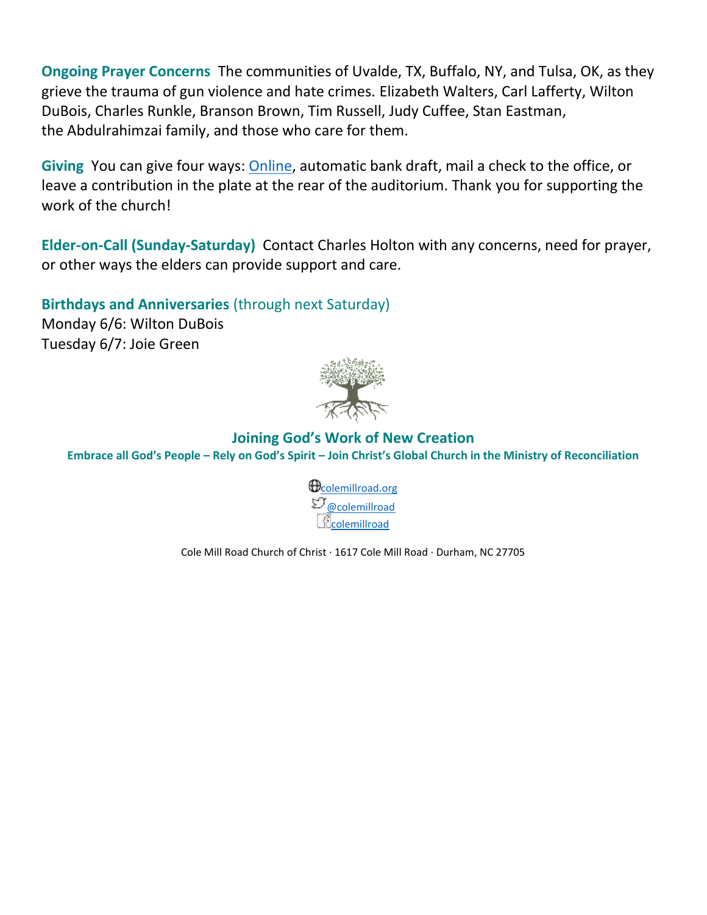**Ongoing Prayer Concerns** The communities of Uvalde, TX, Buffalo, NY, and Tulsa, OK, as they grieve the trauma of gun violence and hate crimes. Elizabeth Walters, Carl Lafferty, Wilton DuBois, Charles Runkle, Branson Brown, Tim Russell, Judy Cuffee, Stan Eastman, the Abdulrahimzai family, and those who care for them.

**Giving** You can give four ways: Online, automatic bank draft, mail a check to the office, or leave a contribution in the plate at the rear of the auditorium. Thank you for supporting the work of the church!

**Elder-on-Call (Sunday-Saturday)** Contact Charles Holton with any concerns, need for prayer, or other ways the elders can provide support and care.

**Birthdays and Anniversaries** (through next Saturday)
Monday 6/6: Wilton DuBois
Tuesday 6/7: Joie Green

## Joining God's Work of New Creation

**Embrace all God's People – Rely on God's Spirit – Join Christ's Global Church in the Ministry of Reconciliation**

colemillroad.org
@colemillroad
colemillroad

Cole Mill Road Church of Christ · 1617 Cole Mill Road · Durham, NC 27705